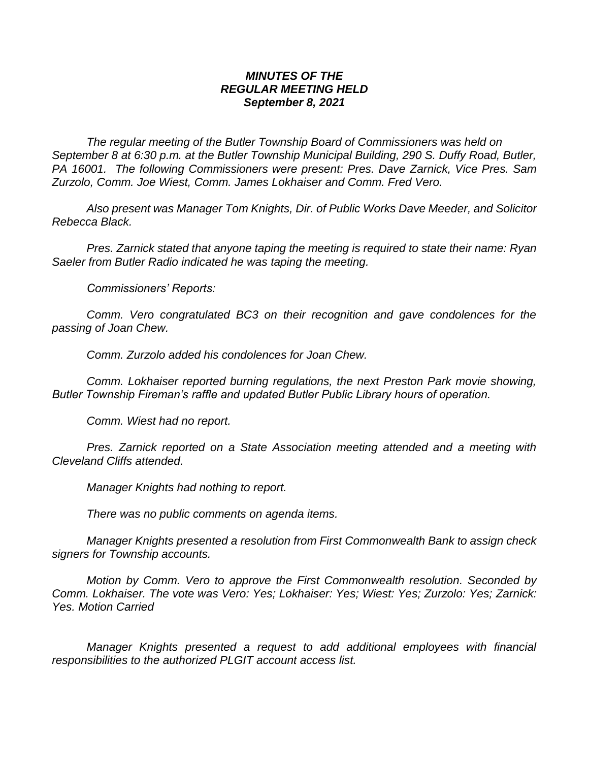***MINUTES OF THE***
***REGULAR MEETING HELD***
***September 8, 2021***

*The regular meeting of the Butler Township Board of Commissioners was held on September 8 at 6:30 p.m. at the Butler Township Municipal Building, 290 S. Duffy Road, Butler, PA 16001. The following Commissioners were present: Pres. Dave Zarnick, Vice Pres. Sam Zurzolo, Comm. Joe Wiest, Comm. James Lokhaiser and Comm. Fred Vero.*

*Also present was Manager Tom Knights, Dir. of Public Works Dave Meeder, and Solicitor Rebecca Black.*

*Pres. Zarnick stated that anyone taping the meeting is required to state their name: Ryan Saeler from Butler Radio indicated he was taping the meeting.*

*Commissioners' Reports:*

*Comm. Vero congratulated BC3 on their recognition and gave condolences for the passing of Joan Chew.*

*Comm. Zurzolo added his condolences for Joan Chew.*

*Comm. Lokhaiser reported burning regulations, the next Preston Park movie showing, Butler Township Fireman's raffle and updated Butler Public Library hours of operation.*

*Comm. Wiest had no report.*

*Pres. Zarnick reported on a State Association meeting attended and a meeting with Cleveland Cliffs attended.*

*Manager Knights had nothing to report.*

*There was no public comments on agenda items.*

*Manager Knights presented a resolution from First Commonwealth Bank to assign check signers for Township accounts.*

*Motion by Comm. Vero to approve the First Commonwealth resolution. Seconded by Comm. Lokhaiser. The vote was Vero: Yes; Lokhaiser: Yes; Wiest: Yes; Zurzolo: Yes; Zarnick: Yes. Motion Carried*

*Manager Knights presented a request to add additional employees with financial responsibilities to the authorized PLGIT account access list.*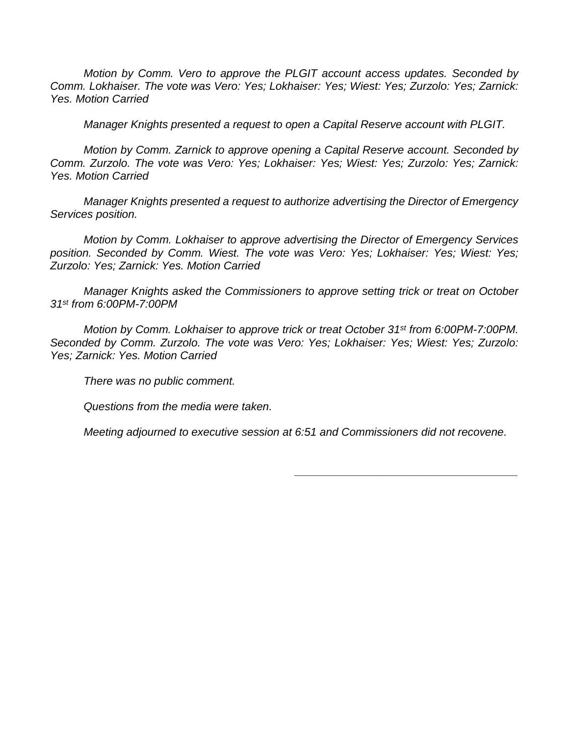*Motion by Comm. Vero to approve the PLGIT account access updates. Seconded by Comm. Lokhaiser. The vote was Vero: Yes; Lokhaiser: Yes; Wiest: Yes; Zurzolo: Yes; Zarnick: Yes. Motion Carried*

*Manager Knights presented a request to open a Capital Reserve account with PLGIT.*

*Motion by Comm. Zarnick to approve opening a Capital Reserve account. Seconded by Comm. Zurzolo. The vote was Vero: Yes; Lokhaiser: Yes; Wiest: Yes; Zurzolo: Yes; Zarnick: Yes. Motion Carried*

*Manager Knights presented a request to authorize advertising the Director of Emergency Services position.*

*Motion by Comm. Lokhaiser to approve advertising the Director of Emergency Services position. Seconded by Comm. Wiest. The vote was Vero: Yes; Lokhaiser: Yes; Wiest: Yes; Zurzolo: Yes; Zarnick: Yes. Motion Carried*

*Manager Knights asked the Commissioners to approve setting trick or treat on October 31st from 6:00PM-7:00PM*

*Motion by Comm. Lokhaiser to approve trick or treat October 31st from 6:00PM-7:00PM. Seconded by Comm. Zurzolo. The vote was Vero: Yes; Lokhaiser: Yes; Wiest: Yes; Zurzolo: Yes; Zarnick: Yes. Motion Carried*

*There was no public comment.*

*Questions from the media were taken.*

*Meeting adjourned to executive session at 6:51 and Commissioners did not recovene.*

\_\_\_\_\_\_\_\_\_\_\_\_\_\_\_\_\_\_\_\_\_\_\_\_\_\_\_\_\_\_\_\_\_\_\_\_